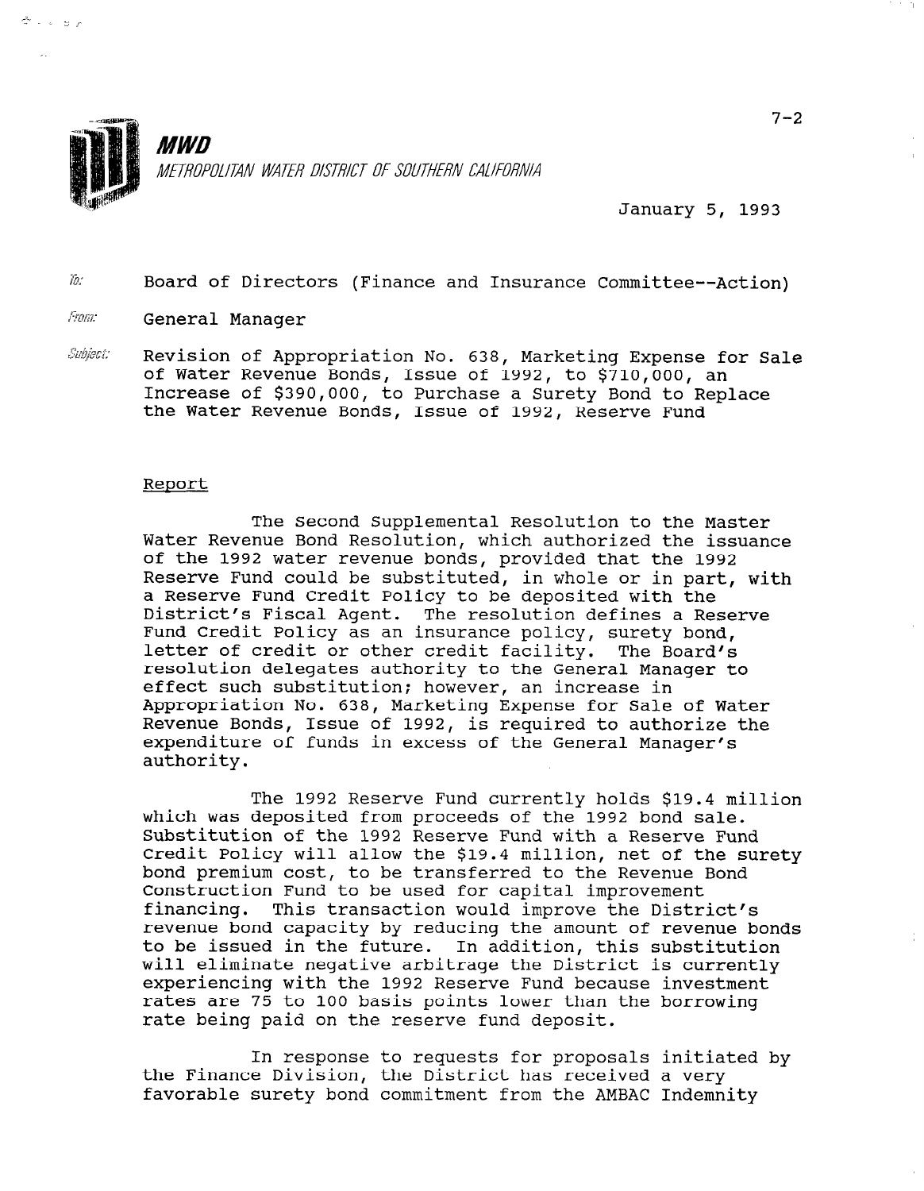**MWD**
*METROPOLITAN WATER DISTRICT OF SOUTHERN CALIFORNIA*

7-2

January 5, 1993

To: Board of Directors (Finance and Insurance Committee--Action)

From: General Manager

Subject: Revision of Appropriation No. 638, Marketing Expense for Sale of Water Revenue Bonds, Issue of 1992, to $710,000, an Increase of $390,000, to Purchase a Surety Bond to Replace the Water Revenue Bonds, Issue of 1992, Reserve Fund

Report

The Second Supplemental Resolution to the Master Water Revenue Bond Resolution, which authorized the issuance of the 1992 water revenue bonds, provided that the 1992 Reserve Fund could be substituted, in whole or in part, with a Reserve Fund Credit Policy to be deposited with the District's Fiscal Agent. The resolution defines a Reserve Fund Credit Policy as an insurance policy, surety bond, letter of credit or other credit facility. The Board's resolution delegates authority to the General Manager to effect such substitution; however, an increase in Appropriation No. 638, Marketing Expense for Sale of Water Revenue Bonds, Issue of 1992, is required to authorize the expenditure of funds in excess of the General Manager's authority.

The 1992 Reserve Fund currently holds $19.4 million which was deposited from proceeds of the 1992 bond sale. Substitution of the 1992 Reserve Fund with a Reserve Fund Credit Policy will allow the $19.4 million, net of the surety bond premium cost, to be transferred to the Revenue Bond Construction Fund to be used for capital improvement financing. This transaction would improve the District's revenue bond capacity by reducing the amount of revenue bonds to be issued in the future. In addition, this substitution will eliminate negative arbitrage the District is currently experiencing with the 1992 Reserve Fund because investment rates are 75 to 100 basis points lower than the borrowing rate being paid on the reserve fund deposit.

In response to requests for proposals initiated by the Finance Division, the District has received a very favorable surety bond commitment from the AMBAC Indemnity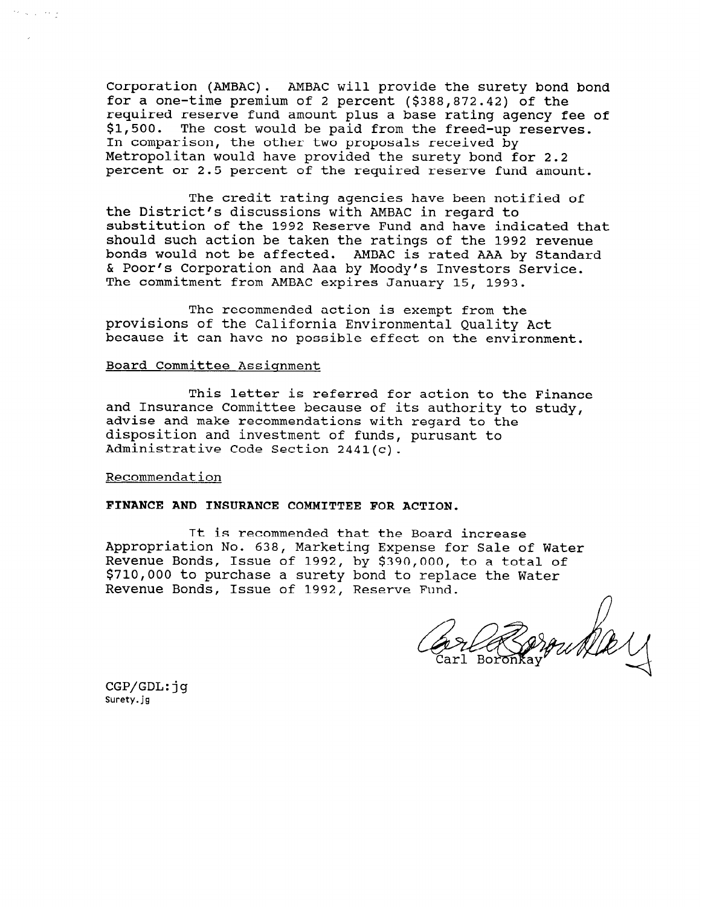Corporation (AMBAC). AMBAC will provide the surety bond bond for a one-time premium of 2 percent ($388,872.42) of the required reserve fund amount plus a base rating agency fee of $1,500. The cost would be paid from the freed-up reserves. In comparison, the other two proposals received by Metropolitan would have provided the surety bond for 2.2 percent or 2.5 percent of the required reserve fund amount.

The credit rating agencies have been notified of the District's discussions with AMBAC in regard to substitution of the 1992 Reserve Fund and have indicated that should such action be taken the ratings of the 1992 revenue bonds would not be affected. AMBAC is rated AAA by Standard & Poor's Corporation and Aaa by Moody's Investors Service. The commitment from AMBAC expires January 15, 1993.

The recommended action is exempt from the provisions of the California Environmental Quality Act because it can have no possible effect on the environment.

Board Committee Assignment

This letter is referred for action to the Finance and Insurance Committee because of its authority to study, advise and make recommendations with regard to the disposition and investment of funds, pursuant to Administrative Code Section 2441(c).

Recommendation

**FINANCE AND INSURANCE COMMITTEE FOR ACTION.**

It is recommended that the Board increase Appropriation No. 638, Marketing Expense for Sale of Water Revenue Bonds, Issue of 1992, by $390,000, to a total of $710,000 to purchase a surety bond to replace the Water Revenue Bonds, Issue of 1992, Reserve Fund.

Carl Boronkay

CGP/GDL:jg
Surety.jg